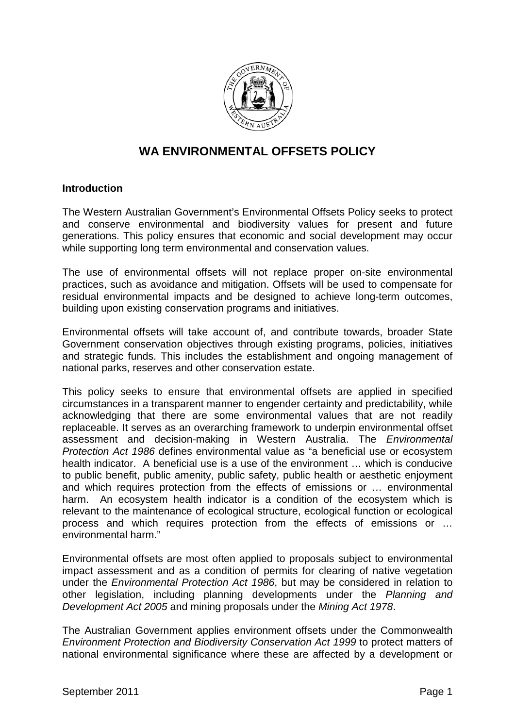# WA ENVIRONMENTAL OFFSETS POLICY

**Introduction**

The Western Australian Government's Environmental Offsets Policy seeks to protect and conserve environmental and biodiversity values for present and future generations. This policy ensures that economic and social development may occur while supporting long term environmental and conservation values.

The use of environmental offsets will not replace proper on-site environmental practices, such as avoidance and mitigation. Offsets will be used to compensate for residual environmental impacts and be designed to achieve long-term outcomes, building upon existing conservation programs and initiatives.

Environmental offsets will take account of, and contribute towards, broader State Government conservation objectives through existing programs, policies, initiatives and strategic funds. This includes the establishment and ongoing management of national parks, reserves and other conservation estate.

This policy seeks to ensure that environmental offsets are applied in specified circumstances in a transparent manner to engender certainty and predictability, while acknowledging that there are some environmental values that are not readily replaceable. It serves as an overarching framework to underpin environmental offset assessment and decision-making in Western Australia. The *Environmental Protection Act 1986* defines environmental value as "a beneficial use or ecosystem health indicator. A beneficial use is a use of the environment … which is conducive to public benefit, public amenity, public safety, public health or aesthetic enjoyment and which requires protection from the effects of emissions or … environmental harm. An ecosystem health indicator is a condition of the ecosystem which is relevant to the maintenance of ecological structure, ecological function or ecological process and which requires protection from the effects of emissions or … environmental harm."

Environmental offsets are most often applied to proposals subject to environmental impact assessment and as a condition of permits for clearing of native vegetation under the *Environmental Protection Act 1986*, but may be considered in relation to other legislation, including planning developments under the *Planning and Development Act 2005* and mining proposals under the *Mining Act 1978*.

The Australian Government applies environment offsets under the Commonwealth *Environment Protection and Biodiversity Conservation Act 1999* to protect matters of national environmental significance where these are affected by a development or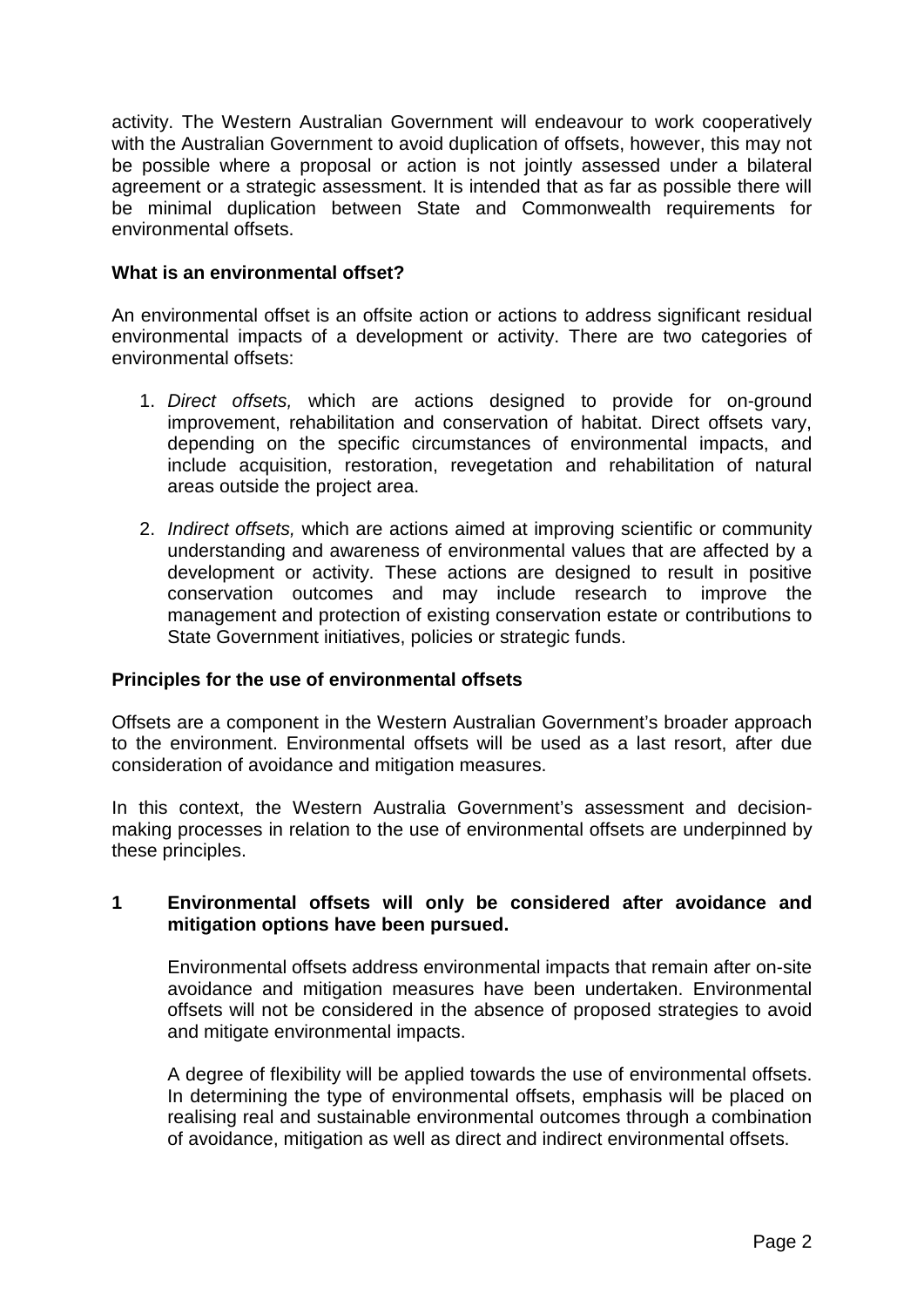activity. The Western Australian Government will endeavour to work cooperatively with the Australian Government to avoid duplication of offsets, however, this may not be possible where a proposal or action is not jointly assessed under a bilateral agreement or a strategic assessment. It is intended that as far as possible there will be minimal duplication between State and Commonwealth requirements for environmental offsets.

**What is an environmental offset?**

An environmental offset is an offsite action or actions to address significant residual environmental impacts of a development or activity. There are two categories of environmental offsets:

1. *Direct offsets,* which are actions designed to provide for on-ground improvement, rehabilitation and conservation of habitat. Direct offsets vary, depending on the specific circumstances of environmental impacts, and include acquisition, restoration, revegetation and rehabilitation of natural areas outside the project area.

2. *Indirect offsets,* which are actions aimed at improving scientific or community understanding and awareness of environmental values that are affected by a development or activity. These actions are designed to result in positive conservation outcomes and may include research to improve the management and protection of existing conservation estate or contributions to State Government initiatives, policies or strategic funds.

**Principles for the use of environmental offsets**

Offsets are a component in the Western Australian Government's broader approach to the environment. Environmental offsets will be used as a last resort, after due consideration of avoidance and mitigation measures.

In this context, the Western Australia Government's assessment and decision-making processes in relation to the use of environmental offsets are underpinned by these principles.

**1 Environmental offsets will only be considered after avoidance and mitigation options have been pursued.**

Environmental offsets address environmental impacts that remain after on-site avoidance and mitigation measures have been undertaken. Environmental offsets will not be considered in the absence of proposed strategies to avoid and mitigate environmental impacts.

A degree of flexibility will be applied towards the use of environmental offsets. In determining the type of environmental offsets, emphasis will be placed on realising real and sustainable environmental outcomes through a combination of avoidance, mitigation as well as direct and indirect environmental offsets.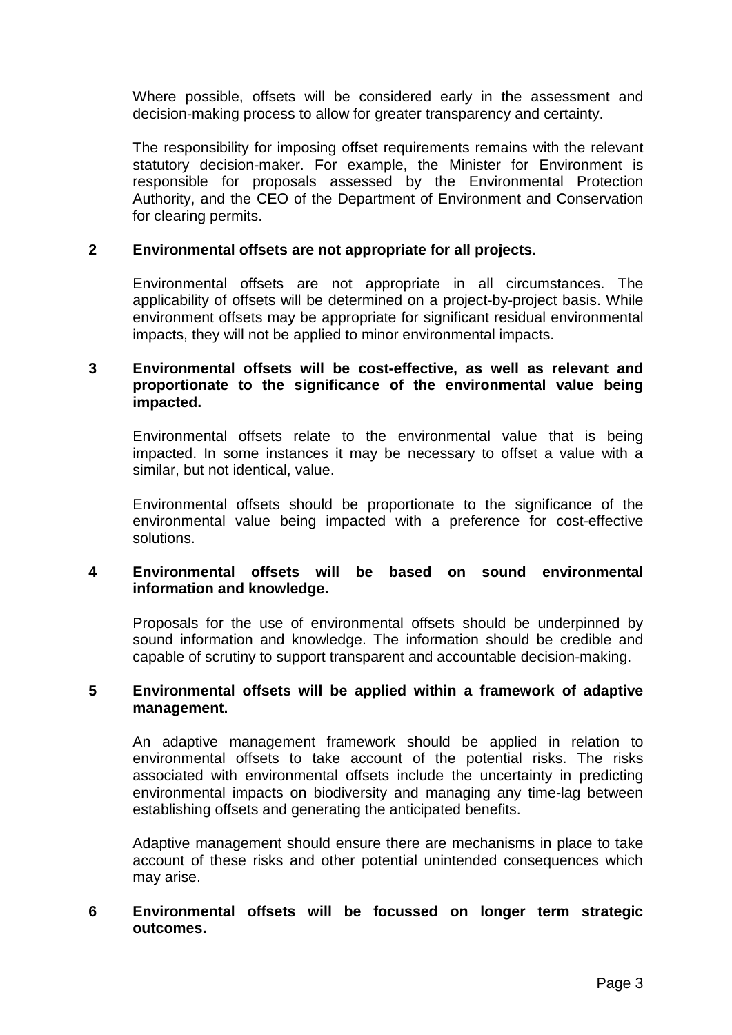Where possible, offsets will be considered early in the assessment and decision-making process to allow for greater transparency and certainty.

The responsibility for imposing offset requirements remains with the relevant statutory decision-maker. For example, the Minister for Environment is responsible for proposals assessed by the Environmental Protection Authority, and the CEO of the Department of Environment and Conservation for clearing permits.

**2 Environmental offsets are not appropriate for all projects.**

Environmental offsets are not appropriate in all circumstances. The applicability of offsets will be determined on a project-by-project basis. While environment offsets may be appropriate for significant residual environmental impacts, they will not be applied to minor environmental impacts.

**3 Environmental offsets will be cost-effective, as well as relevant and proportionate to the significance of the environmental value being impacted.**

Environmental offsets relate to the environmental value that is being impacted. In some instances it may be necessary to offset a value with a similar, but not identical, value.

Environmental offsets should be proportionate to the significance of the environmental value being impacted with a preference for cost-effective solutions.

**4 Environmental offsets will be based on sound environmental information and knowledge.**

Proposals for the use of environmental offsets should be underpinned by sound information and knowledge. The information should be credible and capable of scrutiny to support transparent and accountable decision-making.

**5 Environmental offsets will be applied within a framework of adaptive management.**

An adaptive management framework should be applied in relation to environmental offsets to take account of the potential risks. The risks associated with environmental offsets include the uncertainty in predicting environmental impacts on biodiversity and managing any time-lag between establishing offsets and generating the anticipated benefits.

Adaptive management should ensure there are mechanisms in place to take account of these risks and other potential unintended consequences which may arise.

**6 Environmental offsets will be focussed on longer term strategic outcomes.**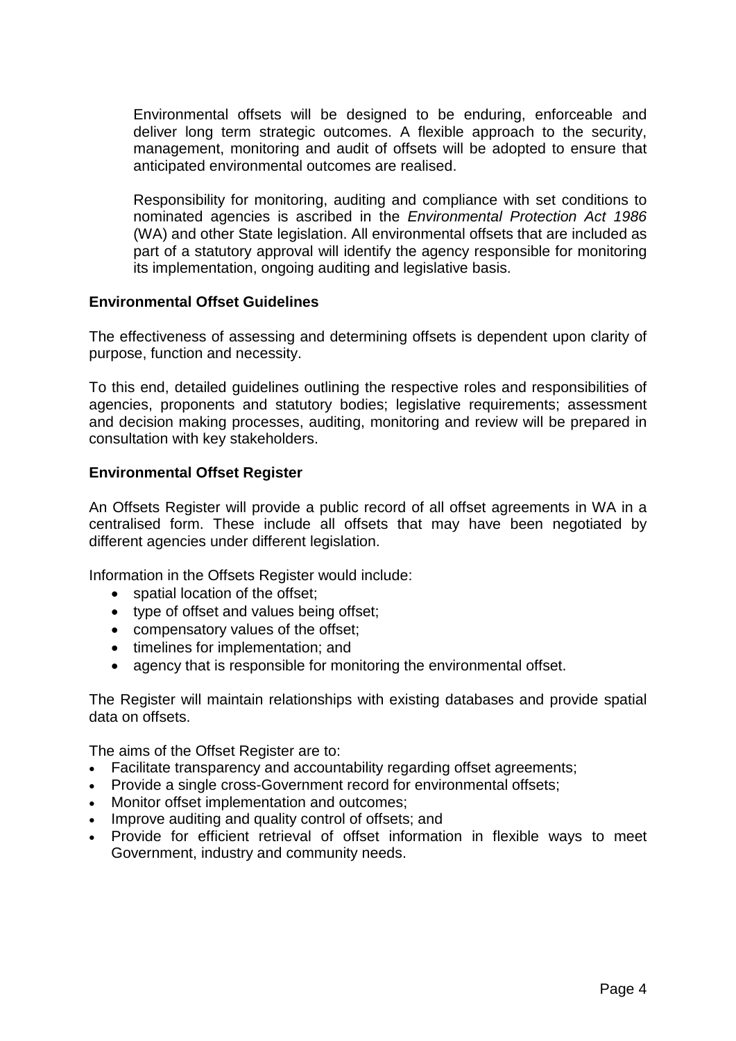Environmental offsets will be designed to be enduring, enforceable and deliver long term strategic outcomes. A flexible approach to the security, management, monitoring and audit of offsets will be adopted to ensure that anticipated environmental outcomes are realised.

Responsibility for monitoring, auditing and compliance with set conditions to nominated agencies is ascribed in the *Environmental Protection Act 1986* (WA) and other State legislation. All environmental offsets that are included as part of a statutory approval will identify the agency responsible for monitoring its implementation, ongoing auditing and legislative basis.

**Environmental Offset Guidelines**

The effectiveness of assessing and determining offsets is dependent upon clarity of purpose, function and necessity.

To this end, detailed guidelines outlining the respective roles and responsibilities of agencies, proponents and statutory bodies; legislative requirements; assessment and decision making processes, auditing, monitoring and review will be prepared in consultation with key stakeholders.

**Environmental Offset Register**

An Offsets Register will provide a public record of all offset agreements in WA in a centralised form. These include all offsets that may have been negotiated by different agencies under different legislation.

Information in the Offsets Register would include:

- spatial location of the offset;
- type of offset and values being offset;
- compensatory values of the offset;
- timelines for implementation; and
- agency that is responsible for monitoring the environmental offset.

The Register will maintain relationships with existing databases and provide spatial data on offsets.

The aims of the Offset Register are to:

- Facilitate transparency and accountability regarding offset agreements;
- Provide a single cross-Government record for environmental offsets;
- Monitor offset implementation and outcomes;
- Improve auditing and quality control of offsets; and
- Provide for efficient retrieval of offset information in flexible ways to meet Government, industry and community needs.